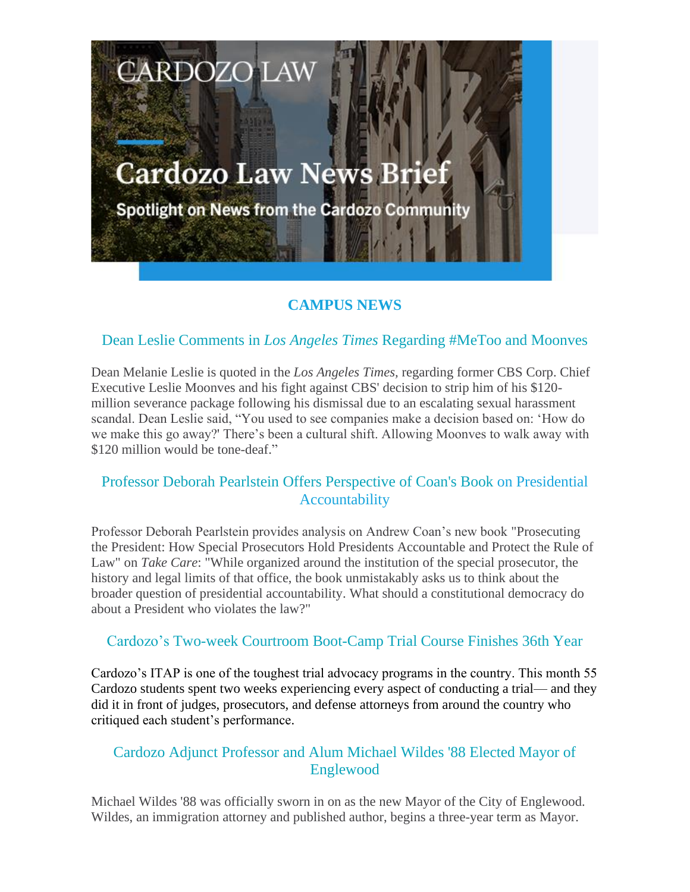CARDOZO LAW

# Cardozo Law News Brief

Spotlight on News from the Cardozo Community

## CAMPUS NEWS

### Dean Leslie Comments in *Los Angeles Times* Regarding #MeToo and Moonves

Dean Melanie Leslie is quoted in the *Los Angeles Times,* regarding former CBS Corp. Chief Executive Leslie Moonves and his fight against CBS' decision to strip him of his $120-million severance package following his dismissal due to an escalating sexual harassment scandal. Dean Leslie said, "You used to see companies make a decision based on: 'How do we make this go away?' There's been a cultural shift. Allowing Moonves to walk away with $120 million would be tone-deaf."

### Professor Deborah Pearlstein Offers Perspective of Coan's Book on Presidential Accountability

Professor Deborah Pearlstein provides analysis on Andrew Coan's new book "Prosecuting the President: How Special Prosecutors Hold Presidents Accountable and Protect the Rule of Law" on *Take Care*: "While organized around the institution of the special prosecutor, the history and legal limits of that office, the book unmistakably asks us to think about the broader question of presidential accountability. What should a constitutional democracy do about a President who violates the law?"

### Cardozo's Two-week Courtroom Boot-Camp Trial Course Finishes 36th Year

Cardozo's ITAP is one of the toughest trial advocacy programs in the country. This month 55 Cardozo students spent two weeks experiencing every aspect of conducting a trial— and they did it in front of judges, prosecutors, and defense attorneys from around the country who critiqued each student's performance.

### Cardozo Adjunct Professor and Alum Michael Wildes '88 Elected Mayor of Englewood

Michael Wildes '88 was officially sworn in on as the new Mayor of the City of Englewood. Wildes, an immigration attorney and published author, begins a three-year term as Mayor.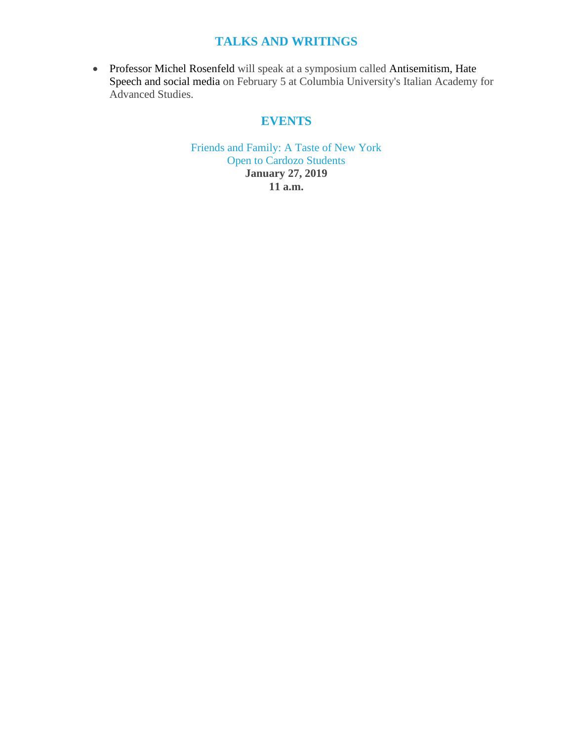## TALKS AND WRITINGS

- Professor Michel Rosenfeld will speak at a symposium called Antisemitism, Hate Speech and social media on February 5 at Columbia University's Italian Academy for Advanced Studies.

## EVENTS

Friends and Family: A Taste of New York
Open to Cardozo Students
**January 27, 2019**
**11 a.m.**